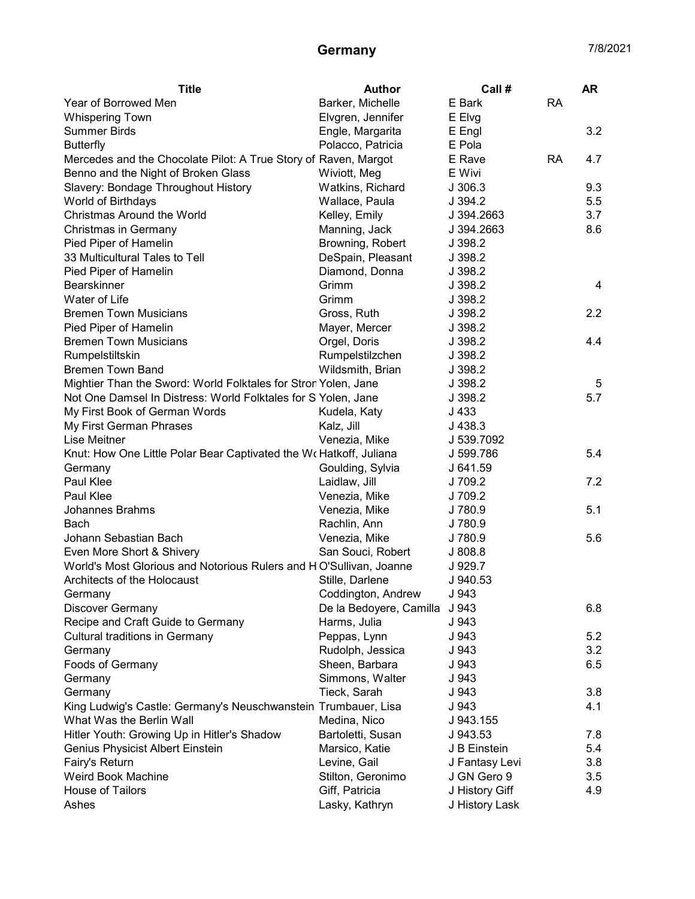# Germany

7/8/2021

| Title | Author | Call # | | AR |
|---|---|---|---|---|
| Year of Borrowed Men | Barker, Michelle | E Bark | RA | |
| Whispering Town | Elvgren, Jennifer | E Elvg | | |
| Summer Birds | Engle, Margarita | E Engl | | 3.2 |
| Butterfly | Polacco, Patricia | E Pola | | |
| Mercedes and the Chocolate Pilot: A True Story of | Raven, Margot | E Rave | RA | 4.7 |
| Benno and the Night of Broken Glass | Wiviott, Meg | E Wivi | | |
| Slavery: Bondage Throughout History | Watkins, Richard | J 306.3 | | 9.3 |
| World of Birthdays | Wallace, Paula | J 394.2 | | 5.5 |
| Christmas Around the World | Kelley, Emily | J 394.2663 | | 3.7 |
| Christmas in Germany | Manning, Jack | J 394.2663 | | 8.6 |
| Pied Piper of Hamelin | Browning, Robert | J 398.2 | | |
| 33 Multicultural Tales to Tell | DeSpain, Pleasant | J 398.2 | | |
| Pied Piper of Hamelin | Diamond, Donna | J 398.2 | | |
| Bearskinner | Grimm | J 398.2 | | 4 |
| Water of Life | Grimm | J 398.2 | | |
| Bremen Town Musicians | Gross, Ruth | J 398.2 | | 2.2 |
| Pied Piper of Hamelin | Mayer, Mercer | J 398.2 | | |
| Bremen Town Musicians | Orgel, Doris | J 398.2 | | 4.4 |
| Rumpelstiltskin | Rumpelstilzchen | J 398.2 | | |
| Bremen Town Band | Wildsmith, Brian | J 398.2 | | |
| Mightier Than the Sword: World Folktales for Stron | Yolen, Jane | J 398.2 | | 5 |
| Not One Damsel In Distress: World Folktales for S | Yolen, Jane | J 398.2 | | 5.7 |
| My First Book of German Words | Kudela, Katy | J 433 | | |
| My First German Phrases | Kalz, Jill | J 438.3 | | |
| Lise Meitner | Venezia, Mike | J 539.7092 | | |
| Knut: How One Little Polar Bear Captivated the Wo | Hatkoff, Juliana | J 599.786 | | 5.4 |
| Germany | Goulding, Sylvia | J 641.59 | | |
| Paul Klee | Laidlaw, Jill | J 709.2 | | 7.2 |
| Paul Klee | Venezia, Mike | J 709.2 | | |
| Johannes Brahms | Venezia, Mike | J 780.9 | | 5.1 |
| Bach | Rachlin, Ann | J 780.9 | | |
| Johann Sebastian Bach | Venezia, Mike | J 780.9 | | 5.6 |
| Even More Short & Shivery | San Souci, Robert | J 808.8 | | |
| World's Most Glorious and Notorious Rulers and H | O'Sullivan, Joanne | J 929.7 | | |
| Architects of the Holocaust | Stille, Darlene | J 940.53 | | |
| Germany | Coddington, Andrew | J 943 | | |
| Discover Germany | De la Bedoyere, Camilla | J 943 | | 6.8 |
| Recipe and Craft Guide to Germany | Harms, Julia | J 943 | | |
| Cultural traditions in Germany | Peppas, Lynn | J 943 | | 5.2 |
| Germany | Rudolph, Jessica | J 943 | | 3.2 |
| Foods of Germany | Sheen, Barbara | J 943 | | 6.5 |
| Germany | Simmons, Walter | J 943 | | |
| Germany | Tieck, Sarah | J 943 | | 3.8 |
| King Ludwig's Castle: Germany's Neuschwanstein | Trumbauer, Lisa | J 943 | | 4.1 |
| What Was the Berlin Wall | Medina, Nico | J 943.155 | | |
| Hitler Youth: Growing Up in Hitler's Shadow | Bartoletti, Susan | J 943.53 | | 7.8 |
| Genius Physicist Albert Einstein | Marsico, Katie | J B Einstein | | 5.4 |
| Fairy's Return | Levine, Gail | J Fantasy Levi | | 3.8 |
| Weird Book Machine | Stilton, Geronimo | J GN Gero 9 | | 3.5 |
| House of Tailors | Giff, Patricia | J History Giff | | 4.9 |
| Ashes | Lasky, Kathryn | J History Lask | | |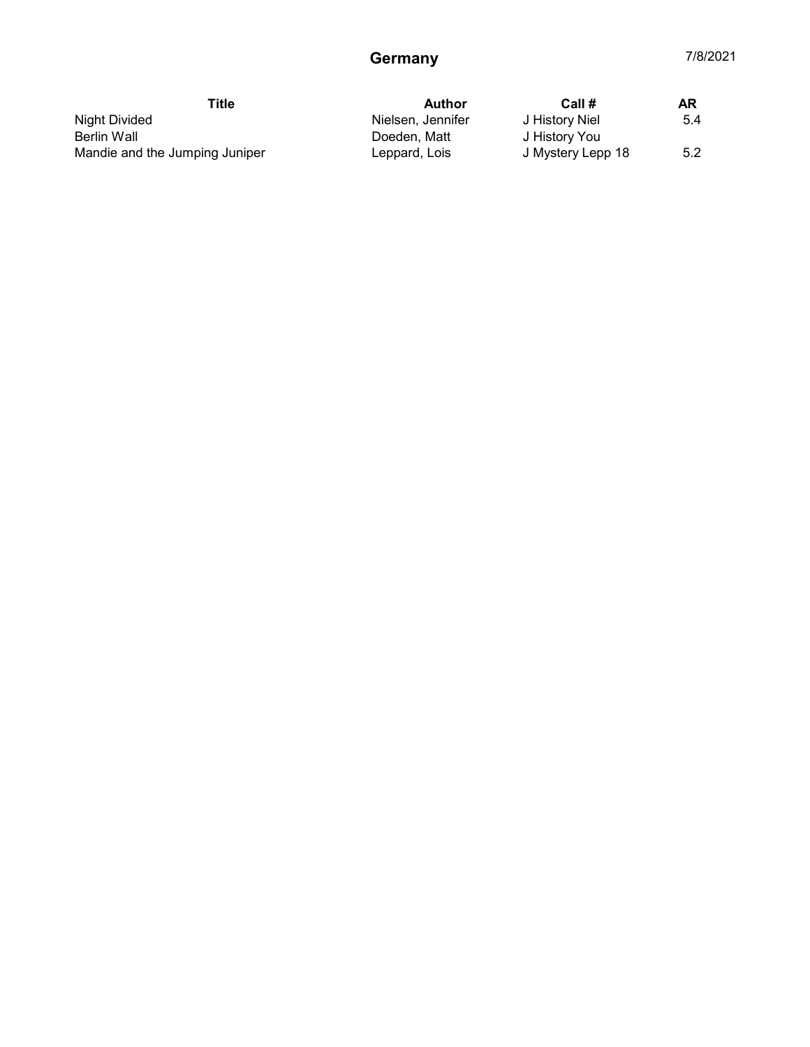# Germany

7/8/2021

| Title | Author | Call # | AR |
|---|---|---|---|
| Night Divided | Nielsen, Jennifer | J History Niel | 5.4 |
| Berlin Wall | Doeden, Matt | J History You | |
| Mandie and the Jumping Juniper | Leppard, Lois | J Mystery Lepp 18 | 5.2 |